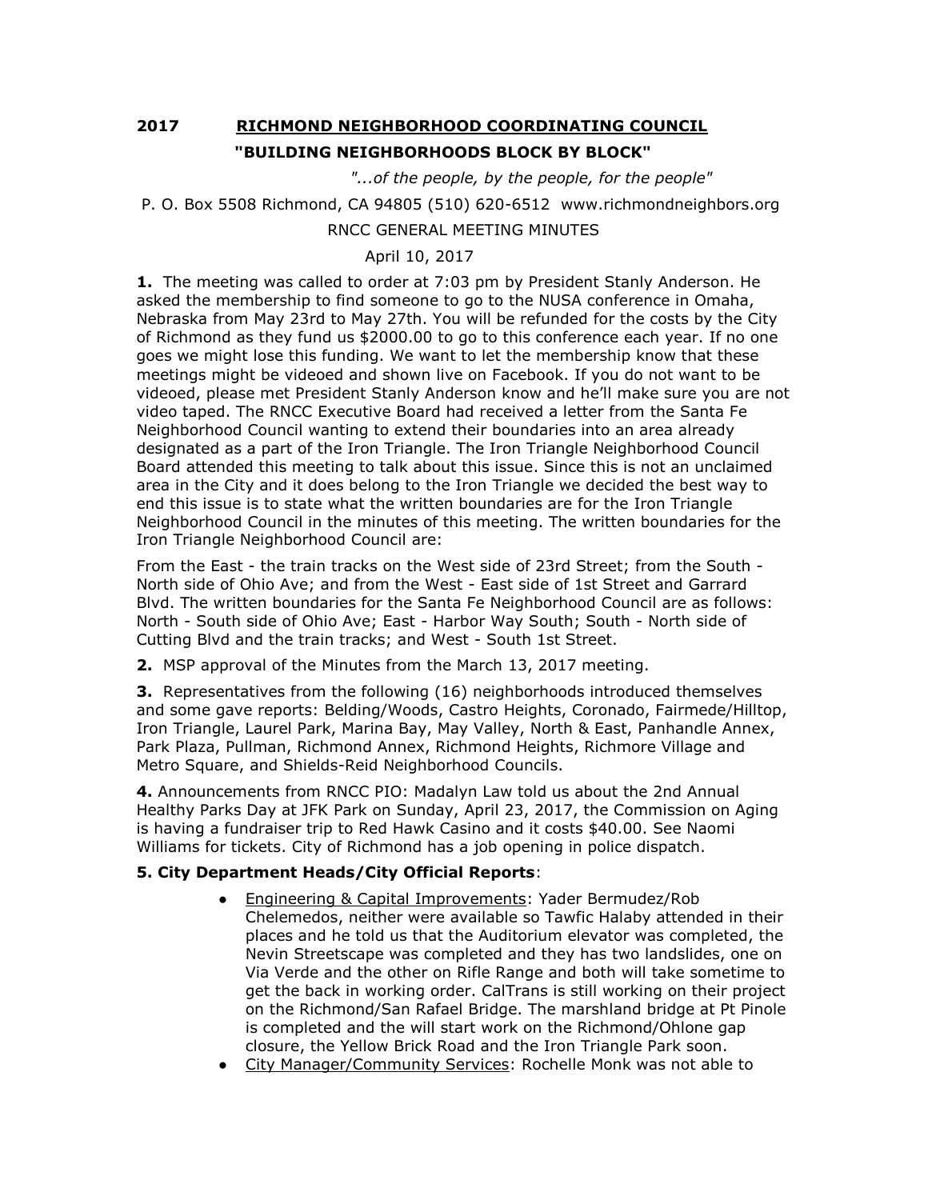**2017 RICHMOND NEIGHBORHOOD COORDINATING COUNCIL**

**"BUILDING NEIGHBORHOODS BLOCK BY BLOCK"**

*"...of the people, by the people, for the people"*

P. O. Box 5508 Richmond, CA 94805 (510) 620-6512 www.richmondneighbors.org

RNCC GENERAL MEETING MINUTES

April 10, 2017

**1.** The meeting was called to order at 7:03 pm by President Stanly Anderson. He asked the membership to find someone to go to the NUSA conference in Omaha, Nebraska from May 23rd to May 27th. You will be refunded for the costs by the City of Richmond as they fund us $2000.00 to go to this conference each year. If no one goes we might lose this funding. We want to let the membership know that these meetings might be videoed and shown live on Facebook. If you do not want to be videoed, please met President Stanly Anderson know and he'll make sure you are not video taped. The RNCC Executive Board had received a letter from the Santa Fe Neighborhood Council wanting to extend their boundaries into an area already designated as a part of the Iron Triangle. The Iron Triangle Neighborhood Council Board attended this meeting to talk about this issue. Since this is not an unclaimed area in the City and it does belong to the Iron Triangle we decided the best way to end this issue is to state what the written boundaries are for the Iron Triangle Neighborhood Council in the minutes of this meeting. The written boundaries for the Iron Triangle Neighborhood Council are:

From the East - the train tracks on the West side of 23rd Street; from the South - North side of Ohio Ave; and from the West - East side of 1st Street and Garrard Blvd. The written boundaries for the Santa Fe Neighborhood Council are as follows: North - South side of Ohio Ave; East - Harbor Way South; South - North side of Cutting Blvd and the train tracks; and West - South 1st Street.

**2.** MSP approval of the Minutes from the March 13, 2017 meeting.

**3.** Representatives from the following (16) neighborhoods introduced themselves and some gave reports: Belding/Woods, Castro Heights, Coronado, Fairmede/Hilltop, Iron Triangle, Laurel Park, Marina Bay, May Valley, North & East, Panhandle Annex, Park Plaza, Pullman, Richmond Annex, Richmond Heights, Richmore Village and Metro Square, and Shields-Reid Neighborhood Councils.

**4.** Announcements from RNCC PIO: Madalyn Law told us about the 2nd Annual Healthy Parks Day at JFK Park on Sunday, April 23, 2017, the Commission on Aging is having a fundraiser trip to Red Hawk Casino and it costs $40.00. See Naomi Williams for tickets. City of Richmond has a job opening in police dispatch.

**5. City Department Heads/City Official Reports**:

- Engineering & Capital Improvements: Yader Bermudez/Rob Chelemedos, neither were available so Tawfic Halaby attended in their places and he told us that the Auditorium elevator was completed, the Nevin Streetscape was completed and they has two landslides, one on Via Verde and the other on Rifle Range and both will take sometime to get the back in working order. CalTrans is still working on their project on the Richmond/San Rafael Bridge. The marshland bridge at Pt Pinole is completed and the will start work on the Richmond/Ohlone gap closure, the Yellow Brick Road and the Iron Triangle Park soon.
- City Manager/Community Services: Rochelle Monk was not able to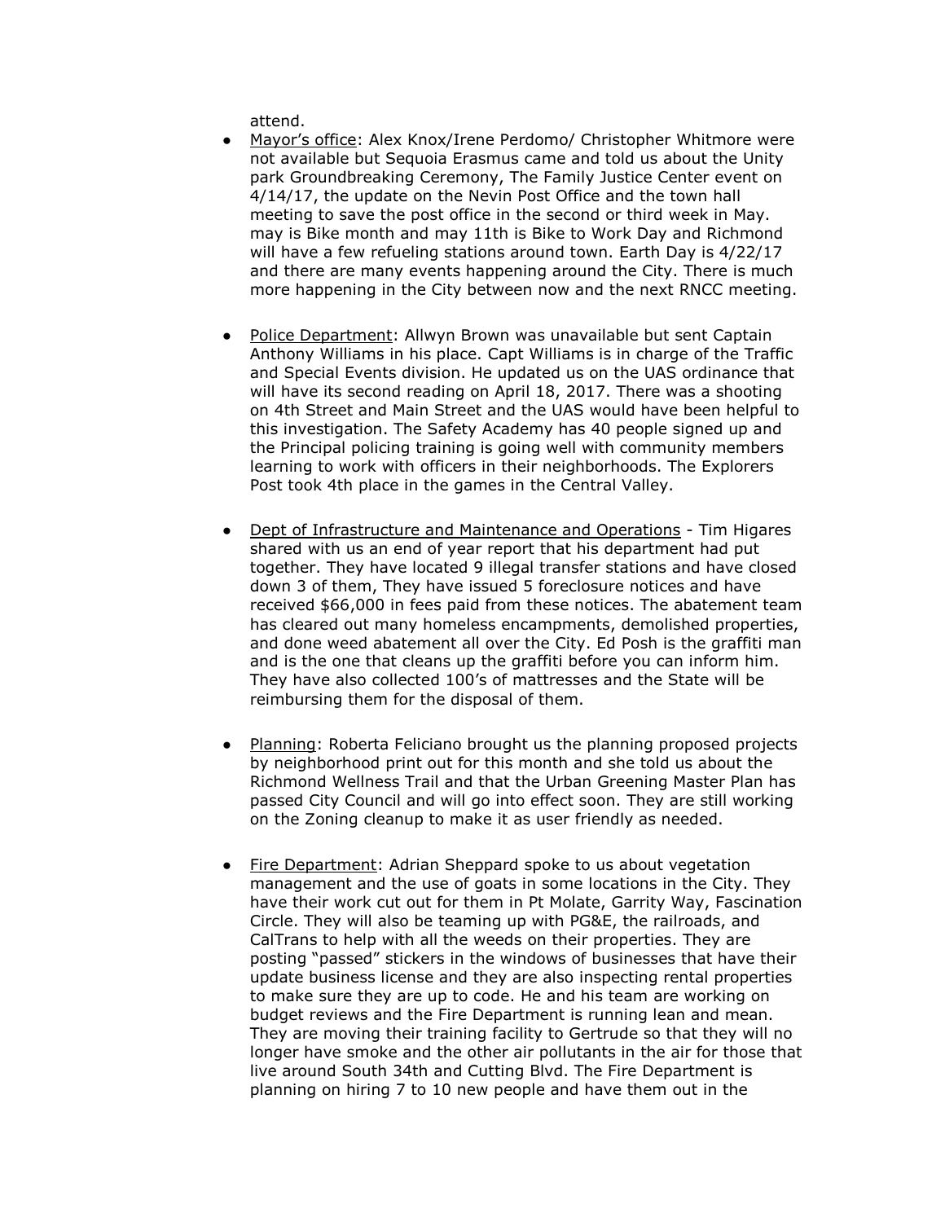attend.

- <u>Mayor's office</u>: Alex Knox/Irene Perdomo/ Christopher Whitmore were not available but Sequoia Erasmus came and told us about the Unity park Groundbreaking Ceremony, The Family Justice Center event on 4/14/17, the update on the Nevin Post Office and the town hall meeting to save the post office in the second or third week in May. may is Bike month and may 11th is Bike to Work Day and Richmond will have a few refueling stations around town. Earth Day is 4/22/17 and there are many events happening around the City. There is much more happening in the City between now and the next RNCC meeting.

- <u>Police Department</u>: Allwyn Brown was unavailable but sent Captain Anthony Williams in his place. Capt Williams is in charge of the Traffic and Special Events division. He updated us on the UAS ordinance that will have its second reading on April 18, 2017. There was a shooting on 4th Street and Main Street and the UAS would have been helpful to this investigation. The Safety Academy has 40 people signed up and the Principal policing training is going well with community members learning to work with officers in their neighborhoods. The Explorers Post took 4th place in the games in the Central Valley.

- <u>Dept of Infrastructure and Maintenance and Operations</u> - Tim Higares shared with us an end of year report that his department had put together. They have located 9 illegal transfer stations and have closed down 3 of them, They have issued 5 foreclosure notices and have received $66,000 in fees paid from these notices. The abatement team has cleared out many homeless encampments, demolished properties, and done weed abatement all over the City. Ed Posh is the graffiti man and is the one that cleans up the graffiti before you can inform him. They have also collected 100's of mattresses and the State will be reimbursing them for the disposal of them.

- <u>Planning</u>: Roberta Feliciano brought us the planning proposed projects by neighborhood print out for this month and she told us about the Richmond Wellness Trail and that the Urban Greening Master Plan has passed City Council and will go into effect soon. They are still working on the Zoning cleanup to make it as user friendly as needed.

- <u>Fire Department</u>: Adrian Sheppard spoke to us about vegetation management and the use of goats in some locations in the City. They have their work cut out for them in Pt Molate, Garrity Way, Fascination Circle. They will also be teaming up with PG&E, the railroads, and CalTrans to help with all the weeds on their properties. They are posting "passed" stickers in the windows of businesses that have their update business license and they are also inspecting rental properties to make sure they are up to code. He and his team are working on budget reviews and the Fire Department is running lean and mean. They are moving their training facility to Gertrude so that they will no longer have smoke and the other air pollutants in the air for those that live around South 34th and Cutting Blvd. The Fire Department is planning on hiring 7 to 10 new people and have them out in the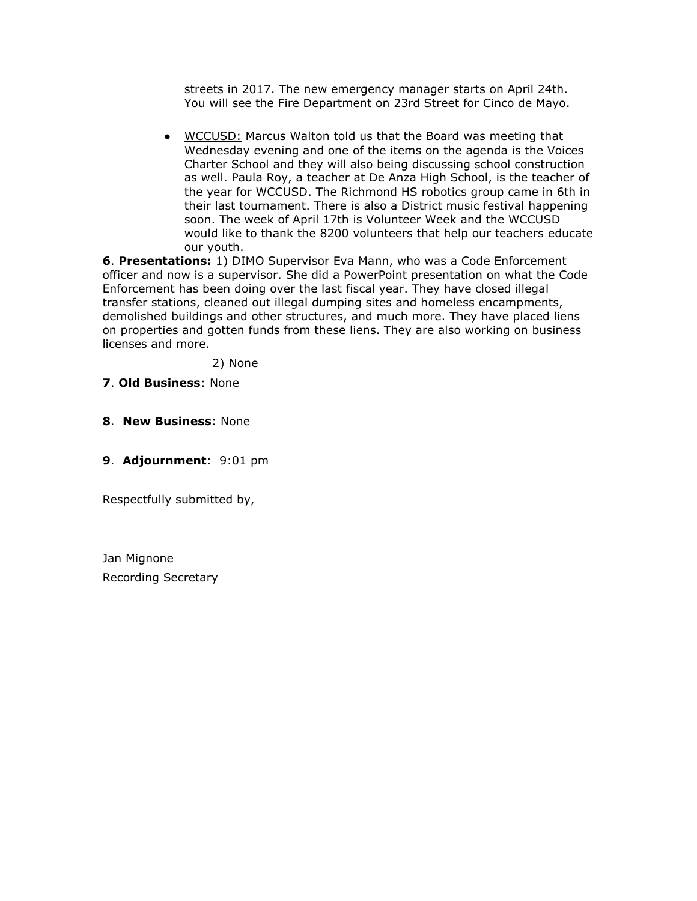streets in 2017. The new emergency manager starts on April 24th. You will see the Fire Department on 23rd Street for Cinco de Mayo.

- WCCUSD: Marcus Walton told us that the Board was meeting that Wednesday evening and one of the items on the agenda is the Voices Charter School and they will also being discussing school construction as well. Paula Roy, a teacher at De Anza High School, is the teacher of the year for WCCUSD. The Richmond HS robotics group came in 6th in their last tournament. There is also a District music festival happening soon. The week of April 17th is Volunteer Week and the WCCUSD would like to thank the 8200 volunteers that help our teachers educate our youth.

**6**. **Presentations:** 1) DIMO Supervisor Eva Mann, who was a Code Enforcement officer and now is a supervisor. She did a PowerPoint presentation on what the Code Enforcement has been doing over the last fiscal year. They have closed illegal transfer stations, cleaned out illegal dumping sites and homeless encampments, demolished buildings and other structures, and much more. They have placed liens on properties and gotten funds from these liens. They are also working on business licenses and more.

2) None

**7**. **Old Business**: None

**8**. **New Business**: None

**9**. **Adjournment**: 9:01 pm

Respectfully submitted by,

Jan Mignone
Recording Secretary